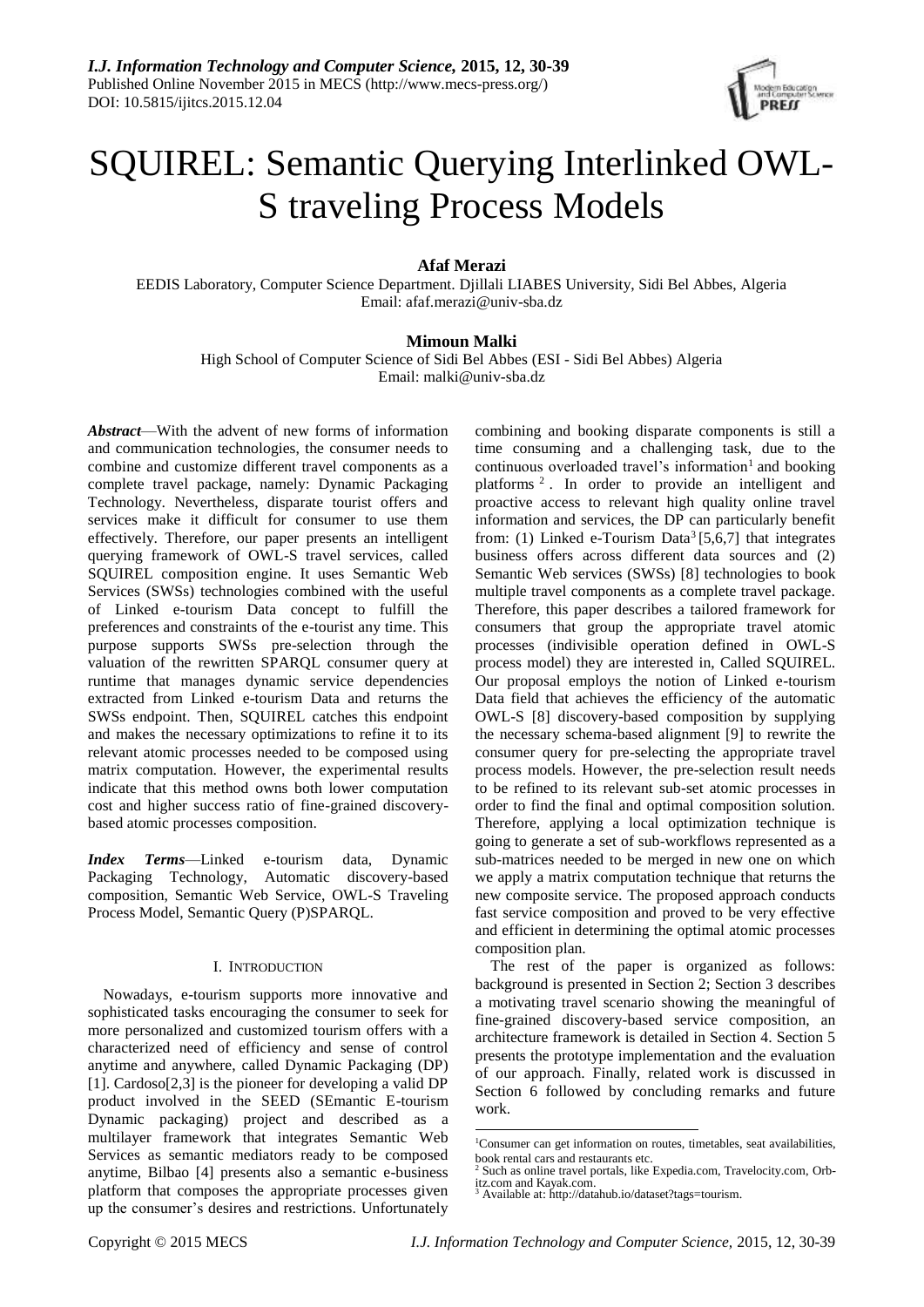# SQUIREL: Semantic Querying Interlinked OWL-S traveling Process Models

**Afaf Merazi**

EEDIS Laboratory, Computer Science Department. Djillali LIABES University, Sidi Bel Abbes, Algeria
Email: afaf.merazi@univ-sba.dz

**Mimoun Malki**

High School of Computer Science of Sidi Bel Abbes (ESI - Sidi Bel Abbes) Algeria
Email: malki@univ-sba.dz

***Abstract*****—**With the advent of new forms of information and communication technologies, the consumer needs to combine and customize different travel components as a complete travel package, namely: Dynamic Packaging Technology. Nevertheless, disparate tourist offers and services make it difficult for consumer to use them effectively. Therefore, our paper presents an intelligent querying framework of OWL-S travel services, called SQUIREL composition engine. It uses Semantic Web Services (SWSs) technologies combined with the useful of Linked e-tourism Data concept to fulfill the preferences and constraints of the e-tourist any time. This purpose supports SWSs pre-selection through the valuation of the rewritten SPARQL consumer query at runtime that manages dynamic service dependencies extracted from Linked e-tourism Data and returns the SWSs endpoint. Then, SQUIREL catches this endpoint and makes the necessary optimizations to refine it to its relevant atomic processes needed to be composed using matrix computation. However, the experimental results indicate that this method owns both lower computation cost and higher success ratio of fine-grained discovery-based atomic processes composition.

***Index Terms*****—**Linked e-tourism data, Dynamic Packaging Technology, Automatic discovery-based composition, Semantic Web Service, OWL-S Traveling Process Model, Semantic Query (P)SPARQL.

## I. Introduction

Nowadays, e-tourism supports more innovative and sophisticated tasks encouraging the consumer to seek for more personalized and customized tourism offers with a characterized need of efficiency and sense of control anytime and anywhere, called Dynamic Packaging (DP) [1]. Cardoso[2,3] is the pioneer for developing a valid DP product involved in the SEED (SEmantic E-tourism Dynamic packaging) project and described as a multilayer framework that integrates Semantic Web Services as semantic mediators ready to be composed anytime, Bilbao [4] presents also a semantic e-business platform that composes the appropriate processes given up the consumer's desires and restrictions. Unfortunately combining and booking disparate components is still a time consuming and a challenging task, due to the continuous overloaded travel's information[1] and booking platforms [2]. In order to provide an intelligent and proactive access to relevant high quality online travel information and services, the DP can particularly benefit from: (1) Linked e-Tourism Data[3] [5,6,7] that integrates business offers across different data sources and (2) Semantic Web services (SWSs) [8] technologies to book multiple travel components as a complete travel package. Therefore, this paper describes a tailored framework for consumers that group the appropriate travel atomic processes (indivisible operation defined in OWL-S process model) they are interested in, Called SQUIREL. Our proposal employs the notion of Linked e-tourism Data field that achieves the efficiency of the automatic OWL-S [8] discovery-based composition by supplying the necessary schema-based alignment [9] to rewrite the consumer query for pre-selecting the appropriate travel process models. However, the pre-selection result needs to be refined to its relevant sub-set atomic processes in order to find the final and optimal composition solution. Therefore, applying a local optimization technique is going to generate a set of sub-workflows represented as a sub-matrices needed to be merged in new one on which we apply a matrix computation technique that returns the new composite service. The proposed approach conducts fast service composition and proved to be very effective and efficient in determining the optimal atomic processes composition plan.

The rest of the paper is organized as follows: background is presented in Section 2; Section 3 describes a motivating travel scenario showing the meaningful of fine-grained discovery-based service composition, an architecture framework is detailed in Section 4. Section 5 presents the prototype implementation and the evaluation of our approach. Finally, related work is discussed in Section 6 followed by concluding remarks and future work.

---

[1] Consumer can get information on routes, timetables, seat availabilities, book rental cars and restaurants etc.

[2] Such as online travel portals, like Expedia.com, Travelocity.com, Orbitz.com and Kayak.com.

[3] Available at: http://datahub.io/dataset?tags=tourism.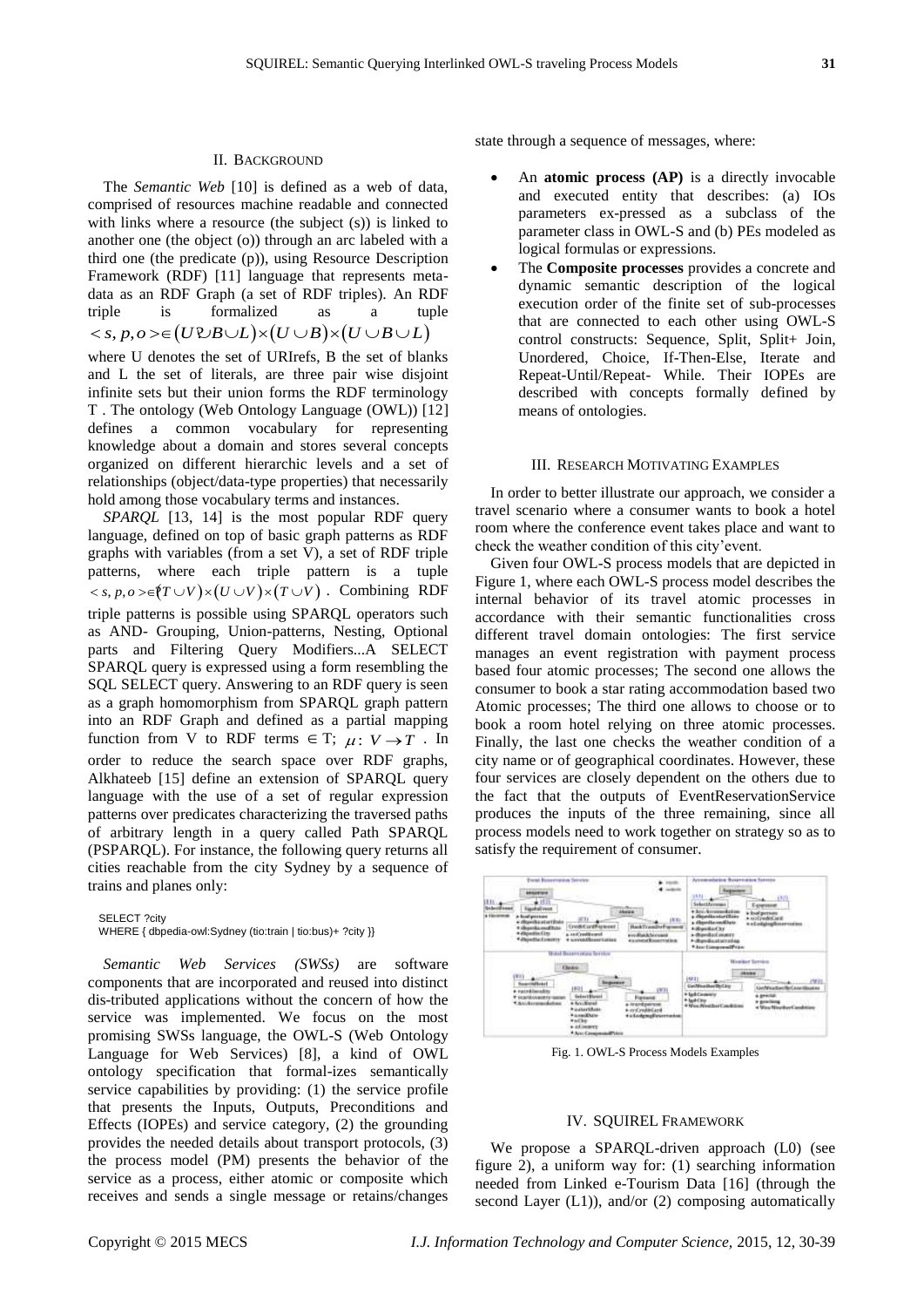## II. BACKGROUND

The *Semantic Web* [10] is defined as a web of data, comprised of resources machine readable and connected with links where a resource (the subject (s)) is linked to another one (the object (o)) through an arc labeled with a third one (the predicate (p)), using Resource Description Framework (RDF) [11] language that represents meta-data as an RDF Graph (a set of RDF triples). An RDF triple is formalized as a tuple $< s, p, o > \in (U \cup B \cup L) \times (U \cup B) \times (U \cup B \cup L)$ where U denotes the set of URIrefs, B the set of blanks and L the set of literals, are three pair wise disjoint infinite sets but their union forms the RDF terminology T . The ontology (Web Ontology Language (OWL)) [12] defines a common vocabulary for representing knowledge about a domain and stores several concepts organized on different hierarchic levels and a set of relationships (object/data-type properties) that necessarily hold among those vocabulary terms and instances.

*SPARQL* [13, 14] is the most popular RDF query language, defined on top of basic graph patterns as RDF graphs with variables (from a set V), a set of RDF triple patterns, where each triple pattern is a tuple $< s, p, o > \in (T \cup V) \times (U \cup V) \times (T \cup V)$ . Combining RDF triple patterns is possible using SPARQL operators such as AND- Grouping, Union-patterns, Nesting, Optional parts and Filtering Query Modifiers...A SELECT SPARQL query is expressed using a form resembling the SQL SELECT query. Answering to an RDF query is seen as a graph homomorphism from SPARQL graph pattern into an RDF Graph and defined as a partial mapping function from V to RDF terms $\in$ T; $\mu : V \rightarrow T$ . In order to reduce the search space over RDF graphs, Alkhateeb [15] define an extension of SPARQL query language with the use of a set of regular expression patterns over predicates characterizing the traversed paths of arbitrary length in a query called Path SPARQL (PSPARQL). For instance, the following query returns all cities reachable from the city Sydney by a sequence of trains and planes only:

```
SELECT ?city
WHERE { dbpedia-owl:Sydney (tio:train | tio:bus)+ ?city }}
```

*Semantic Web Services (SWSs)* are software components that are incorporated and reused into distinct dis-tributed applications without the concern of how the service was implemented. We focus on the most promising SWSs language, the OWL-S (Web Ontology Language for Web Services) [8], a kind of OWL ontology specification that formal-izes semantically service capabilities by providing: (1) the service profile that presents the Inputs, Outputs, Preconditions and Effects (IOPEs) and service category, (2) the grounding provides the needed details about transport protocols, (3) the process model (PM) presents the behavior of the service as a process, either atomic or composite which receives and sends a single message or retains/changes state through a sequence of messages, where:

- An **atomic process (AP)** is a directly invocable and executed entity that describes: (a) IOs parameters ex-pressed as a subclass of the parameter class in OWL-S and (b) PEs modeled as logical formulas or expressions.
- The **Composite processes** provides a concrete and dynamic semantic description of the logical execution order of the finite set of sub-processes that are connected to each other using OWL-S control constructs: Sequence, Split, Split+ Join, Unordered, Choice, If-Then-Else, Iterate and Repeat-Until/Repeat- While. Their IOPEs are described with concepts formally defined by means of ontologies.

## III. RESEARCH MOTIVATING EXAMPLES

In order to better illustrate our approach, we consider a travel scenario where a consumer wants to book a hotel room where the conference event takes place and want to check the weather condition of this city'event.

Given four OWL-S process models that are depicted in Figure 1, where each OWL-S process model describes the internal behavior of its travel atomic processes in accordance with their semantic functionalities cross different travel domain ontologies: The first service manages an event registration with payment process based four atomic processes; The second one allows the consumer to book a star rating accommodation based two Atomic processes; The third one allows to choose or to book a room hotel relying on three atomic processes. Finally, the last one checks the weather condition of a city name or of geographical coordinates. However, these four services are closely dependent on the others due to the fact that the outputs of EventReservationService produces the inputs of the three remaining, since all process models need to work together on strategy so as to satisfy the requirement of consumer.

Fig. 1. OWL-S Process Models Examples

## IV. SQUIREL FRAMEWORK

We propose a SPARQL-driven approach (L0) (see figure 2), a uniform way for: (1) searching information needed from Linked e-Tourism Data [16] (through the second Layer (L1)), and/or (2) composing automatically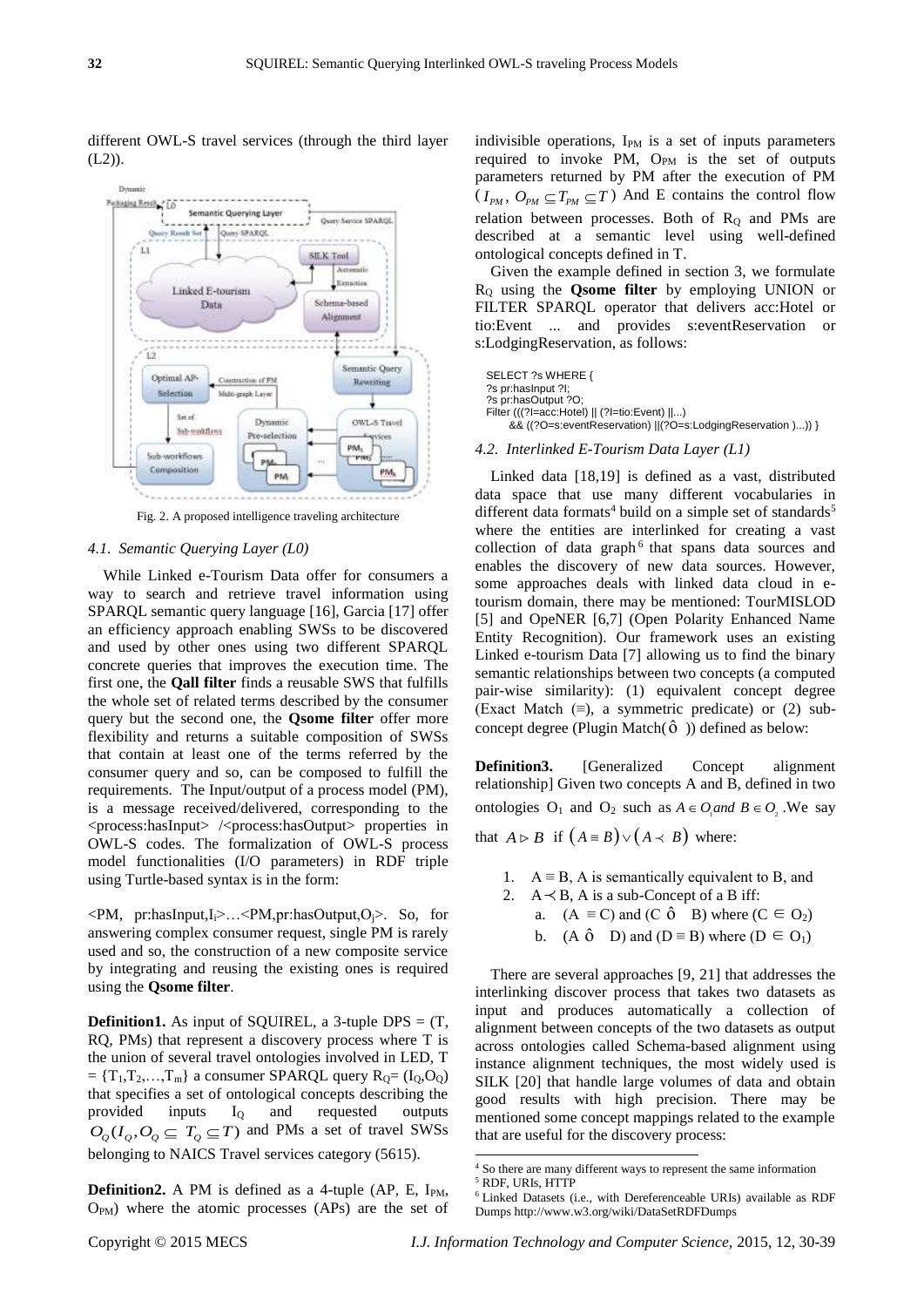different OWL-S travel services (through the third layer (L2)).

Fig. 2. A proposed intelligence traveling architecture

#### 4.1. Semantic Querying Layer (L0)

While Linked e-Tourism Data offer for consumers a way to search and retrieve travel information using SPARQL semantic query language [16], Garcia [17] offer an efficiency approach enabling SWSs to be discovered and used by other ones using two different SPARQL concrete queries that improves the execution time. The first one, the **Qall filter** finds a reusable SWS that fulfills the whole set of related terms described by the consumer query but the second one, the **Qsome filter** offer more flexibility and returns a suitable composition of SWSs that contain at least one of the terms referred by the consumer query and so, can be composed to fulfill the requirements. The Input/output of a process model (PM), is a message received/delivered, corresponding to the <process:hasInput> /<process:hasOutput> properties in OWL-S codes. The formalization of OWL-S process model functionalities (I/O parameters) in RDF triple using Turtle-based syntax is in the form:

$<PM, pr:hasInput, I_i>$…$<PM, pr:hasOutput, O_j>$. So, for answering complex consumer request, single PM is rarely used and so, the construction of a new composite service by integrating and reusing the existing ones is required using the **Qsome filter**.

**Definition1.** As input of SQUIREL, a 3-tuple DPS = (T, RQ, PMs) that represent a discovery process where T is the union of several travel ontologies involved in LED, $T = \{T_1, T_2, \ldots, T_m\}$ a consumer SPARQL query $R_Q = (I_Q, O_Q)$ that specifies a set of ontological concepts describing the provided inputs $I_Q$ and requested outputs $O_Q (I_Q, O_Q \subseteq T_Q \subseteq T)$ and PMs a set of travel SWSs belonging to NAICS Travel services category (5615).

**Definition2.** A PM is defined as a 4-tuple (AP, E, $I_{PM}$, $O_{PM}$) where the atomic processes (APs) are the set of indivisible operations, $I_{PM}$ is a set of inputs parameters required to invoke PM, $O_{PM}$ is the set of outputs parameters returned by PM after the execution of PM ($I_{PM}$, $O_{PM} \subseteq T_{PM} \subseteq T$) And E contains the control flow relation between processes. Both of $R_Q$ and PMs are described at a semantic level using well-defined ontological concepts defined in T.

Given the example defined in section 3, we formulate $R_Q$ using the **Qsome filter** by employing UNION or FILTER SPARQL operator that delivers acc:Hotel or tio:Event ... and provides s:eventReservation or s:LodgingReservation, as follows:

```
SELECT ?s WHERE {
?s pr:hasInput ?I;
?s pr:hasOutput ?O;
Filter (((?I=acc:Hotel) || (?I=tio:Event) ||...)
    && ((?O=s:eventReservation) ||(?O=s:LodgingReservation )...)) }
```

#### 4.2. Interlinked E-Tourism Data Layer (L1)

Linked data [18,19] is defined as a vast, distributed data space that use many different vocabularies in different data formats[4] build on a simple set of standards[5] where the entities are interlinked for creating a vast collection of data graph[6] that spans data sources and enables the discovery of new data sources. However, some approaches deals with linked data cloud in e-tourism domain, there may be mentioned: TourMISLOD [5] and OpeNER [6,7] (Open Polarity Enhanced Name Entity Recognition). Our framework uses an existing Linked e-tourism Data [7] allowing us to find the binary semantic relationships between two concepts (a computed pair-wise similarity): (1) equivalent concept degree (Exact Match (≡), a symmetric predicate) or (2) sub-concept degree (Plugin Match($\hat{o}$ )) defined as below:

**Definition3.** [Generalized Concept alignment relationship] Given two concepts A and B, defined in two ontologies $O_1$ and $O_2$ such as $A \in O_1 \, and \, B \in O_2$ .We say that $A \rhd B$ if $(A \equiv B) \vee (A \prec B)$ where:

1. $A \equiv B$, A is semantically equivalent to B, and
2. $A \prec B$, A is a sub-Concept of a B iff:
   a. $(A \equiv C)$ and $(C \; \hat{o} \; B)$ where $(C \in O_2)$
   b. $(A \; \hat{o} \; D)$ and $(D \equiv B)$ where $(D \in O_1)$

There are several approaches [9, 21] that addresses the interlinking discover process that takes two datasets as input and produces automatically a collection of alignment between concepts of the two datasets as output across ontologies called Schema-based alignment using instance alignment techniques, the most widely used is SILK [20] that handle large volumes of data and obtain good results with high precision. There may be mentioned some concept mappings related to the example that are useful for the discovery process:

[4] So there are many different ways to represent the same information
[5] RDF, URIs, HTTP
[6] Linked Datasets (i.e., with Dereferenceable URIs) available as RDF Dumps http://www.w3.org/wiki/DataSetRDFDumps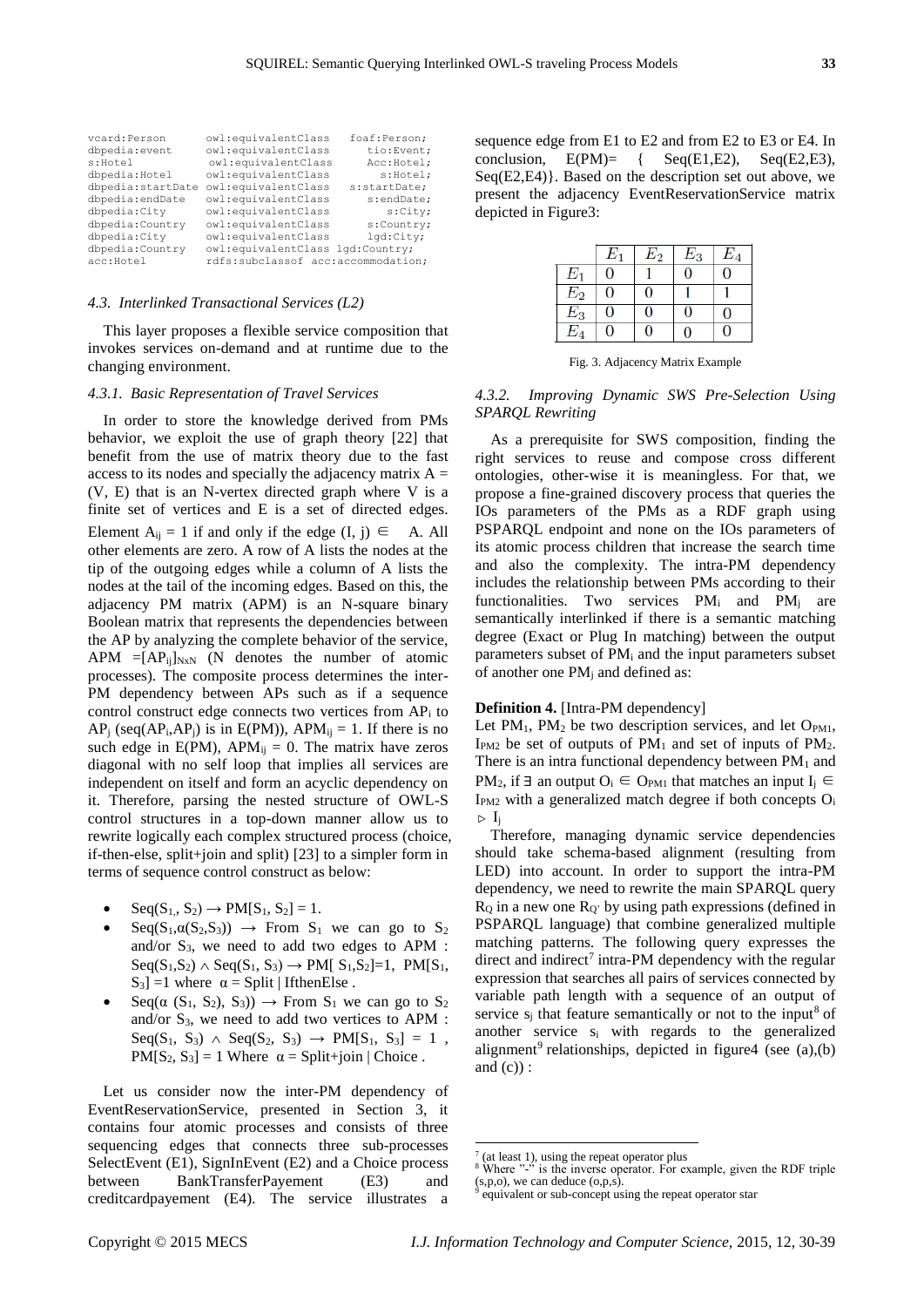```
vcard:Person         owl:equivalentClass    foaf:Person;
dbpedia:event        owl:equivalentClass      tio:Event;
s:Hotel              owl:equivalentClass      Acc:Hotel;
dbpedia:Hotel        owl:equivalentClass        s:Hotel;
dbpedia:startDate owl:equivalentClass    s:startDate;
dbpedia:endDate      owl:equivalentClass      s:endDate;
dbpedia:City         owl:equivalentClass         s:City;
dbpedia:Country      owl:equivalentClass      s:Country;
dbpedia:City         owl:equivalentClass       lgd:City;
dbpedia:Country      owl:equivalentClass lgd:Country;
acc:Hotel            rdfs:subclassof acc:accommodation;
```

### *4.3. Interlinked Transactional Services (L2)*

This layer proposes a flexible service composition that invokes services on-demand and at runtime due to the changing environment.

#### *4.3.1. Basic Representation of Travel Services*

In order to store the knowledge derived from PMs behavior, we exploit the use of graph theory [22] that benefit from the use of matrix theory due to the fast access to its nodes and specially the adjacency matrix A = (V, E) that is an N-vertex directed graph where V is a finite set of vertices and E is a set of directed edges. Element $A_{ij} = 1$ if and only if the edge $(I, j) \in$ A. All other elements are zero. A row of A lists the nodes at the tip of the outgoing edges while a column of A lists the nodes at the tail of the incoming edges. Based on this, the adjacency PM matrix (APM) is an N-square binary Boolean matrix that represents the dependencies between the AP by analyzing the complete behavior of the service, $APM = [AP_{ij}]_{NxN}$ (N denotes the number of atomic processes). The composite process determines the inter-PM dependency between APs such as if a sequence control construct edge connects two vertices from $AP_i$ to $AP_j$ ($seq(AP_i, AP_j)$ is in E(PM)), $APM_{ij} = 1$. If there is no such edge in E(PM), $APM_{ij} = 0$. The matrix have zeros diagonal with no self loop that implies all services are independent on itself and form an acyclic dependency on it. Therefore, parsing the nested structure of OWL-S control structures in a top-down manner allow us to rewrite logically each complex structured process (choice, if-then-else, split+join and split) [23] to a simpler form in terms of sequence control construct as below:

- $Seq(S_1, S_2) \rightarrow PM[S_1, S_2] = 1$.
- $Seq(S_1, \alpha(S_2, S_3)) \rightarrow$ From $S_1$ we can go to $S_2$ and/or $S_3$, we need to add two edges to APM : $Seq(S_1, S_2) \wedge Seq(S_1, S_3) \rightarrow PM[S_1, S_2]=1$, $PM[S_1, S_3]=1$ where $\alpha$ = Split | IfthenElse .
- $Seq(\alpha(S_1, S_2), S_3)) \rightarrow$ From $S_1$ we can go to $S_2$ and/or $S_3$, we need to add two vertices to APM : $Seq(S_1, S_3) \wedge Seq(S_2, S_3) \rightarrow PM[S_1, S_3] = 1$, $PM[S_2, S_3] = 1$ Where $\alpha$ = Split+join | Choice .

Let us consider now the inter-PM dependency of EventReservationService, presented in Section 3, it contains four atomic processes and consists of three sequencing edges that connects three sub-processes SelectEvent (E1), SignInEvent (E2) and a Choice process between BankTransferPayement (E3) and creditcardpayement (E4). The service illustrates a sequence edge from E1 to E2 and from E2 to E3 or E4. In conclusion, E(PM)= { Seq(E1,E2), Seq(E2,E3), Seq(E2,E4)}. Based on the description set out above, we present the adjacency EventReservationService matrix depicted in Figure3:

| | $E_1$ | $E_2$ | $E_3$ | $E_4$ |
|---|---|---|---|---|
| $E_1$ | 0 | 1 | 0 | 0 |
| $E_2$ | 0 | 0 | 1 | 1 |
| $E_3$ | 0 | 0 | 0 | 0 |
| $E_4$ | 0 | 0 | 0 | 0 |

Fig. 3. Adjacency Matrix Example

#### *4.3.2. Improving Dynamic SWS Pre-Selection Using SPARQL Rewriting*

As a prerequisite for SWS composition, finding the right services to reuse and compose cross different ontologies, other-wise it is meaningless. For that, we propose a fine-grained discovery process that queries the IOs parameters of the PMs as a RDF graph using PSPARQL endpoint and none on the IOs parameters of its atomic process children that increase the search time and also the complexity. The intra-PM dependency includes the relationship between PMs according to their functionalities. Two services $PM_i$ and $PM_j$ are semantically interlinked if there is a semantic matching degree (Exact or Plug In matching) between the output parameters subset of $PM_i$ and the input parameters subset of another one $PM_j$ and defined as:

**Definition 4.** [Intra-PM dependency]
Let $PM_1$, $PM_2$ be two description services, and let $O_{PM1}$, $I_{PM2}$ be set of outputs of $PM_1$ and set of inputs of $PM_2$. There is an intra functional dependency between $PM_1$ and $PM_2$, if $\exists$ an output $O_i \in O_{PM1}$ that matches an input $I_j \in I_{PM2}$ with a generalized match degree if both concepts $O_i \rhd I_j$

Therefore, managing dynamic service dependencies should take schema-based alignment (resulting from LED) into account. In order to support the intra-PM dependency, we need to rewrite the main SPARQL query $R_Q$ in a new one $R_{Q'}$ by using path expressions (defined in PSPARQL language) that combine generalized multiple matching patterns. The following query expresses the direct and indirect[7] intra-PM dependency with the regular expression that searches all pairs of services connected by variable path length with a sequence of an output of service $s_j$ that feature semantically or not to the input[8] of another service $s_i$ with regards to the generalized alignment[9] relationships, depicted in figure4 (see (a),(b) and (c)) :

---

[7] (at least 1), using the repeat operator plus
[8] Where "-" is the inverse operator. For example, given the RDF triple (s,p,o), we can deduce (o,p,s).
[9] equivalent or sub-concept using the repeat operator star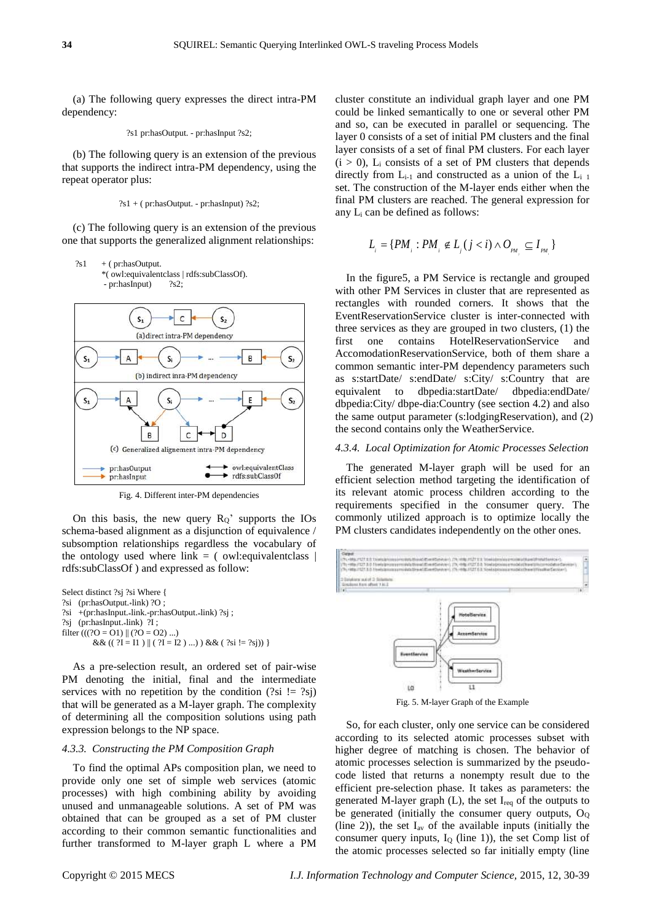(a) The following query expresses the direct intra-PM dependency:

```
?s1 pr:hasOutput. - pr:hasInput ?s2;
```

(b) The following query is an extension of the previous that supports the indirect intra-PM dependency, using the repeat operator plus:

```
?s1 + ( pr:hasOutput. - pr:hasInput) ?s2;
```

(c) The following query is an extension of the previous one that supports the generalized alignment relationships:

```
?s1    + ( pr:hasOutput.
        *( owl:equivalentclass | rdfs:subClassOf).
        - pr:hasInput)    ?s2;
```

Fig. 4. Different inter-PM dependencies

On this basis, the new query $R_Q$' supports the IOs schema-based alignment as a disjunction of equivalence / subsomption relationships regardless the vocabulary of the ontology used where link = ( owl:equivalentclass | rdfs:subClassOf ) and expressed as follow:

```
Select distinct ?sj ?si Where {
?si   (pr:hasOutput.-link) ?O ;
?si   +(pr:hasInput.-link.-pr:hasOutput.-link) ?sj ;
?sj   (pr:hasInput.-link)  ?I ;
filter (((?O = O1) || (?O = O2) ...)
       && (( ?I = I1 ) || ( ?I = I2 ) ...) ) && ( ?si != ?sj)) }
```

As a pre-selection result, an ordered set of pair-wise PM denoting the initial, final and the intermediate services with no repetition by the condition (?si != ?sj) that will be generated as a M-layer graph. The complexity of determining all the composition solutions using path expression belongs to the NP space.

#### 4.3.3. Constructing the PM Composition Graph

To find the optimal APs composition plan, we need to provide only one set of simple web services (atomic processes) with high combining ability by avoiding unused and unmanageable solutions. A set of PM was obtained that can be grouped as a set of PM cluster according to their common semantic functionalities and further transformed to M-layer graph L where a PM cluster constitute an individual graph layer and one PM could be linked semantically to one or several other PM and so, can be executed in parallel or sequencing. The layer 0 consists of a set of initial PM clusters and the final layer consists of a set of final PM clusters. For each layer ($i > 0$), $L_i$ consists of a set of PM clusters that depends directly from $L_{i-1}$ and constructed as a union of the $L_{i-1}$ set. The construction of the M-layer ends either when the final PM clusters are reached. The general expression for any $L_i$ can be defined as follows:

$$L_i = \{PM_i : PM_i \notin L_j (j < i) \wedge O_{PM_i} \subseteq I_{PM_i}\}$$

In the figure5, a PM Service is rectangle and grouped with other PM Services in cluster that are represented as rectangles with rounded corners. It shows that the EventReservationService cluster is inter-connected with three services as they are grouped in two clusters, (1) the first one contains HotelReservationService and AccomodationReservationService, both of them share a common semantic inter-PM dependency parameters such as s:startDate/ s:endDate/ s:City/ s:Country that are equivalent to dbpedia:startDate/ dbpedia:endDate/ dbpedia:City/ dbpe-dia:Country (see section 4.2) and also the same output parameter (s:lodgingReservation), and (2) the second contains only the WeatherService.

#### 4.3.4. Local Optimization for Atomic Processes Selection

The generated M-layer graph will be used for an efficient selection method targeting the identification of its relevant atomic process children according to the requirements specified in the consumer query. The commonly utilized approach is to optimize locally the PM clusters candidates independently on the other ones.

Fig. 5. M-layer Graph of the Example

So, for each cluster, only one service can be considered according to its selected atomic processes subset with higher degree of matching is chosen. The behavior of atomic processes selection is summarized by the pseudo-code listed that returns a nonempty result due to the efficient pre-selection phase. It takes as parameters: the generated M-layer graph (L), the set $I_{req}$ of the outputs to be generated (initially the consumer query outputs, $O_Q$ (line 2)), the set $I_{av}$ of the available inputs (initially the consumer query inputs, $I_Q$ (line 1)), the set Comp list of the atomic processes selected so far initially empty (line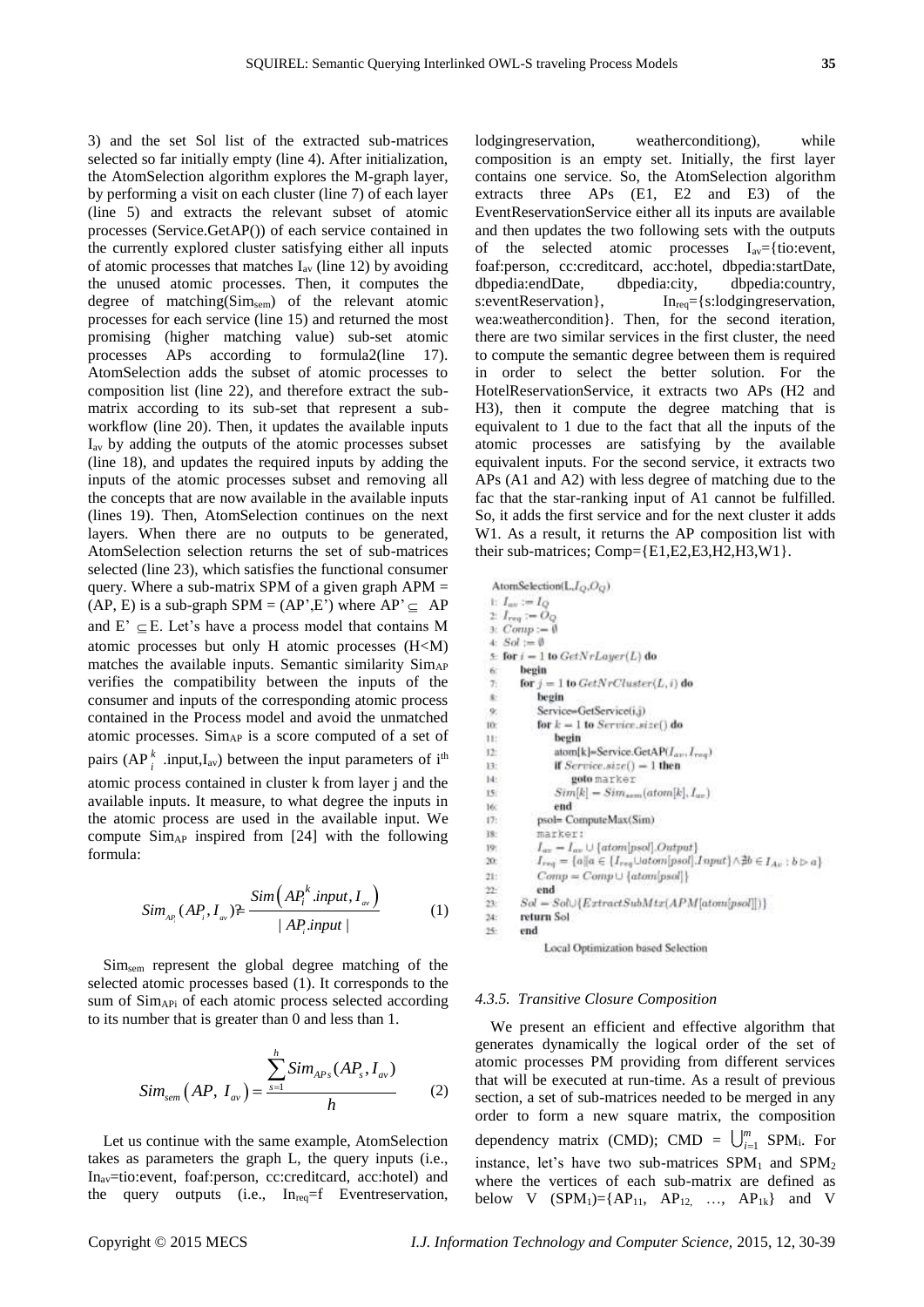3) and the set Sol list of the extracted sub-matrices selected so far initially empty (line 4). After initialization, the AtomSelection algorithm explores the M-graph layer, by performing a visit on each cluster (line 7) of each layer (line 5) and extracts the relevant subset of atomic processes (Service.GetAP()) of each service contained in the currently explored cluster satisfying either all inputs of atomic processes that matches $I_{av}$ (line 12) by avoiding the unused atomic processes. Then, it computes the degree of matching($Sim_{sem}$) of the relevant atomic processes for each service (line 15) and returned the most promising (higher matching value) sub-set atomic processes APs according to formula2(line 17). AtomSelection adds the subset of atomic processes to composition list (line 22), and therefore extract the sub-matrix according to its sub-set that represent a sub-workflow (line 20). Then, it updates the available inputs $I_{av}$ by adding the outputs of the atomic processes subset (line 18), and updates the required inputs by adding the inputs of the atomic processes subset and removing all the concepts that are now available in the available inputs (lines 19). Then, AtomSelection continues on the next layers. When there are no outputs to be generated, AtomSelection selection returns the set of sub-matrices selected (line 23), which satisfies the functional consumer query. Where a sub-matrix SPM of a given graph APM = (AP, E) is a sub-graph SPM = (AP',E') where AP' $\subseteq$ AP and E' $\subseteq$ E. Let's have a process model that contains M atomic processes but only H atomic processes (H<M) matches the available inputs. Semantic similarity $Sim_{AP}$ verifies the compatibility between the inputs of the consumer and inputs of the corresponding atomic process contained in the Process model and avoid the unmatched atomic processes. $Sim_{AP}$ is a score computed of a set of pairs ($AP_i^k$ .input,$I_{av}$) between the input parameters of i[th] atomic process contained in cluster k from layer j and the available inputs. It measure, to what degree the inputs in the atomic process are used in the available input. We compute $Sim_{AP}$ inspired from [24] with the following formula:

$$Sim_{AP_i}(AP_i, I_{av}) = \frac{Sim\left(AP_i^k.input, I_{av}\right)}{|AP_i.input|} \qquad (1)$$

$Sim_{sem}$ represent the global degree matching of the selected atomic processes based (1). It corresponds to the sum of $Sim_{APi}$ of each atomic process selected according to its number that is greater than 0 and less than 1.

$$Sim_{sem}\left(AP,\ I_{av}\right) = \frac{\sum_{s=1}^{h} Sim_{APs}(AP_s, I_{av})}{h} \qquad (2)$$

Let us continue with the same example, AtomSelection takes as parameters the graph L, the query inputs (i.e., $In_{av}$=tio:event, foaf:person, cc:creditcard, acc:hotel) and the query outputs (i.e., $In_{req}$=f Eventreservation, lodgingreservation, weatherconditiong), while composition is an empty set. Initially, the first layer contains one service. So, the AtomSelection algorithm extracts three APs (E1, E2 and E3) of the EventReservationService either all its inputs are available and then updates the two following sets with the outputs of the selected atomic processes $I_{av}$={tio:event, foaf:person, cc:creditcard, acc:hotel, dbpedia:startDate, dbpedia:endDate, dbpedia:city, dbpedia:country, s:eventReservation}, $In_{req}$={s:lodgingreservation, wea:weathercondition}. Then, for the second iteration, there are two similar services in the first cluster, the need to compute the semantic degree between them is required in order to select the better solution. For the HotelReservationService, it extracts two APs (H2 and H3), then it compute the degree matching that is equivalent to 1 due to the fact that all the inputs of the atomic processes are satisfying by the available equivalent inputs. For the second service, it extracts two APs (A1 and A2) with less degree of matching due to the fac that the star-ranking input of A1 cannot be fulfilled. So, it adds the first service and for the next cluster it adds W1. As a result, it returns the AP composition list with their sub-matrices; Comp={E1,E2,E3,H2,H3,W1}.

```
AtomSelection(L, I_Q, O_Q)
1:  I_av := I_Q
2:  I_req := O_Q
3:  Comp := ∅
4:  Sol := ∅
5:  for i = 1 to GetNrLayer(L) do
6:     begin
7:     for j = 1 to GetNrCluster(L, i) do
8:        begin
9:        Service=GetService(i,j)
10:       for k = 1 to Service.size() do
11:          begin
12:          atom[k]=Service.GetAP(I_av, I_req)
13:          if Service.size() = 1 then
14:             goto marker
15:          Sim[k] = Sim_sem(atom[k], I_av)
16:          end
17:       psol= ComputeMax(Sim)
18:       marker:
19:       I_av = I_av ∪ {atom[psol].Output}
20:       I_req = {a|a ∈ {I_req ∪ atom[psol].Input} ∧ ∄b ∈ I_Av : b ▷ a}
21:       Comp = Comp ∪ {atom[psol]}
22:       end
23:    Sol = Sol ∪ {ExtractSubMtx(APM[atom[psol]])}
24:    return Sol
25:    end
```

Local Optimization based Selection

#### 4.3.5. Transitive Closure Composition

We present an efficient and effective algorithm that generates dynamically the logical order of the set of atomic processes PM providing from different services that will be executed at run-time. As a result of previous section, a set of sub-matrices needed to be merged in any order to form a new square matrix, the composition dependency matrix (CMD); CMD = $\bigcup_{i=1}^{m} SPM_i$. For instance, let's have two sub-matrices $SPM_1$ and $SPM_2$ where the vertices of each sub-matrix are defined as below V ($SPM_1$)={$AP_{11}$, $AP_{12}$, …, $AP_{1k}$} and V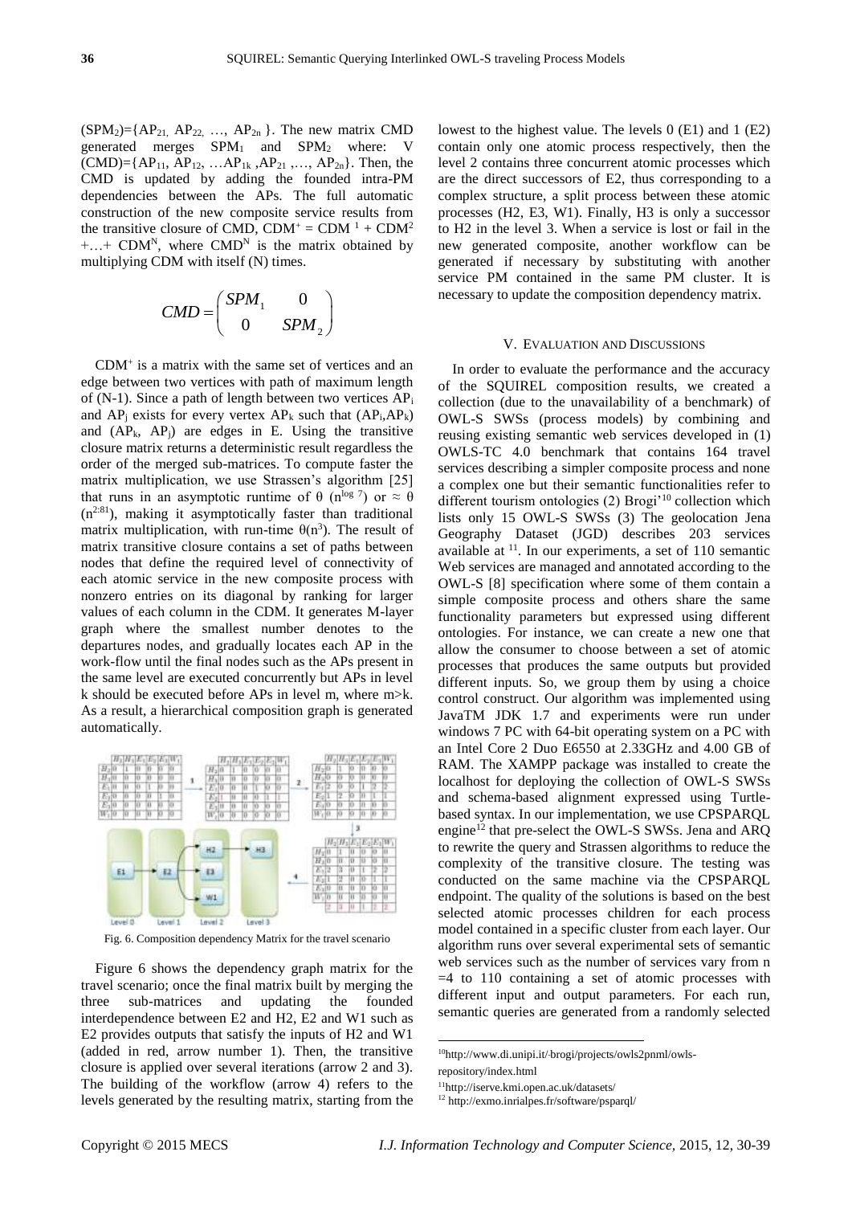$(SPM_2)=\{AP_{21}, AP_{22}, \ldots, AP_{2n}\}$. The new matrix CMD generated merges $SPM_1$ and $SPM_2$ where: V $(CMD)=\{AP_{11}, AP_{12}, \ldots AP_{1k}, AP_{21}, \ldots, AP_{2n}\}$. Then, the CMD is updated by adding the founded intra-PM dependencies between the APs. The full automatic construction of the new composite service results from the transitive closure of CMD, $CDM^+ = CDM^1 + CDM^2 + \ldots + CDM^N$, where $CMD^N$ is the matrix obtained by multiplying CDM with itself (N) times.

$$CMD = \begin{pmatrix} SPM_1 & 0 \\ 0 & SPM_2 \end{pmatrix}$$

$CDM^+$ is a matrix with the same set of vertices and an edge between two vertices with path of maximum length of (N-1). Since a path of length between two vertices $AP_i$ and $AP_j$ exists for every vertex $AP_k$ such that $(AP_i, AP_k)$ and $(AP_k, AP_j)$ are edges in E. Using the transitive closure matrix returns a deterministic result regardless the order of the merged sub-matrices. To compute faster the matrix multiplication, we use Strassen's algorithm [25] that runs in an asymptotic runtime of $\theta(n^{\log 7})$ or $\approx \theta(n^{2.81})$, making it asymptotically faster than traditional matrix multiplication, with run-time $\theta(n^3)$. The result of matrix transitive closure contains a set of paths between nodes that define the required level of connectivity of each atomic service in the new composite process with nonzero entries on its diagonal by ranking for larger values of each column in the CDM. It generates M-layer graph where the smallest number denotes to the departures nodes, and gradually locates each AP in the work-flow until the final nodes such as the APs present in the same level are executed concurrently but APs in level k should be executed before APs in level m, where m>k. As a result, a hierarchical composition graph is generated automatically.

Fig. 6. Composition dependency Matrix for the travel scenario

Figure 6 shows the dependency graph matrix for the travel scenario; once the final matrix built by merging the three sub-matrices and updating the founded interdependence between E2 and H2, E2 and W1 such as E2 provides outputs that satisfy the inputs of H2 and W1 (added in red, arrow number 1). Then, the transitive closure is applied over several iterations (arrow 2 and 3). The building of the workflow (arrow 4) refers to the levels generated by the resulting matrix, starting from the lowest to the highest value. The levels 0 (E1) and 1 (E2) contain only one atomic process respectively, then the level 2 contains three concurrent atomic processes which are the direct successors of E2, thus corresponding to a complex structure, a split process between these atomic processes (H2, E3, W1). Finally, H3 is only a successor to H2 in the level 3. When a service is lost or fail in the new generated composite, another workflow can be generated if necessary by substituting with another service PM contained in the same PM cluster. It is necessary to update the composition dependency matrix.

## V. Evaluation and Discussions

In order to evaluate the performance and the accuracy of the SQUIREL composition results, we created a collection (due to the unavailability of a benchmark) of OWL-S SWSs (process models) by combining and reusing existing semantic web services developed in (1) OWLS-TC 4.0 benchmark that contains 164 travel services describing a simpler composite process and none a complex one but their semantic functionalities refer to different tourism ontologies (2) Brogi'[10] collection which lists only 15 OWL-S SWSs (3) The geolocation Jena Geography Dataset (JGD) describes 203 services available at [11]. In our experiments, a set of 110 semantic Web services are managed and annotated according to the OWL-S [8] specification where some of them contain a simple composite process and others share the same functionality parameters but expressed using different ontologies. For instance, we can create a new one that allow the consumer to choose between a set of atomic processes that produces the same outputs but provided different inputs. So, we group them by using a choice control construct. Our algorithm was implemented using JavaTM JDK 1.7 and experiments were run under windows 7 PC with 64-bit operating system on a PC with an Intel Core 2 Duo E6550 at 2.33GHz and 4.00 GB of RAM. The XAMPP package was installed to create the localhost for deploying the collection of OWL-S SWSs and schema-based alignment expressed using Turtle-based syntax. In our implementation, we use CPSPARQL engine[12] that pre-select the OWL-S SWSs. Jena and ARQ to rewrite the query and Strassen algorithms to reduce the complexity of the transitive closure. The testing was conducted on the same machine via the CPSPARQL endpoint. The quality of the solutions is based on the best selected atomic processes children for each process model contained in a specific cluster from each layer. Our algorithm runs over several experimental sets of semantic web services such as the number of services vary from n =4 to 110 containing a set of atomic processes with different input and output parameters. For each run, semantic queries are generated from a randomly selected

[10] http://www.di.unipi.it/-brogi/projects/owls2pnml/owls-repository/index.html

[11] http://iserve.kmi.open.ac.uk/datasets/

[12] http://exmo.inrialpes.fr/software/psparql/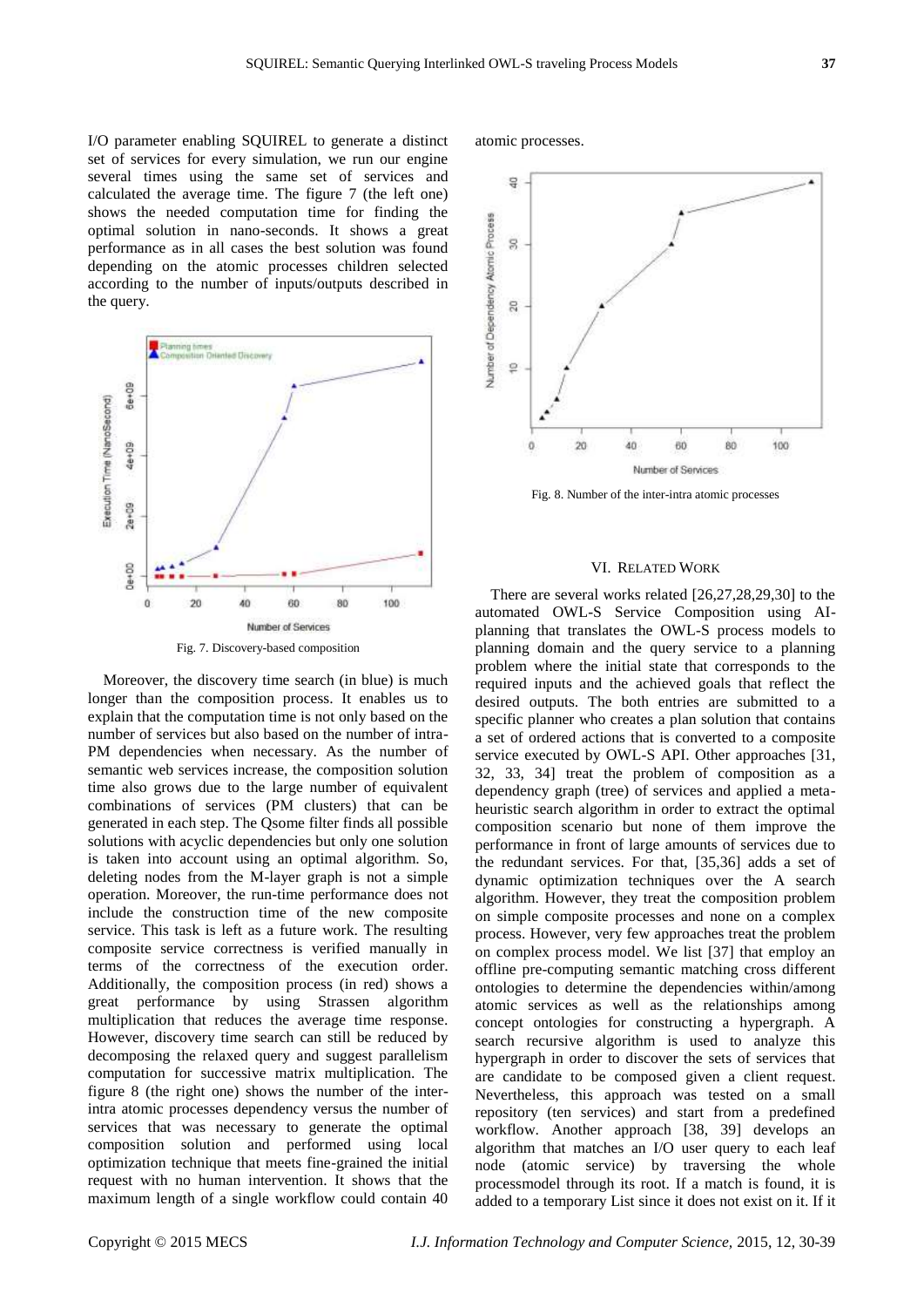I/O parameter enabling SQUIREL to generate a distinct set of services for every simulation, we run our engine several times using the same set of services and calculated the average time. The figure 7 (the left one) shows the needed computation time for finding the optimal solution in nano-seconds. It shows a great performance as in all cases the best solution was found depending on the atomic processes children selected according to the number of inputs/outputs described in the query.

Fig. 7. Discovery-based composition

Moreover, the discovery time search (in blue) is much longer than the composition process. It enables us to explain that the computation time is not only based on the number of services but also based on the number of intra-PM dependencies when necessary. As the number of semantic web services increase, the composition solution time also grows due to the large number of equivalent combinations of services (PM clusters) that can be generated in each step. The Qsome filter finds all possible solutions with acyclic dependencies but only one solution is taken into account using an optimal algorithm. So, deleting nodes from the M-layer graph is not a simple operation. Moreover, the run-time performance does not include the construction time of the new composite service. This task is left as a future work. The resulting composite service correctness is verified manually in terms of the correctness of the execution order. Additionally, the composition process (in red) shows a great performance by using Strassen algorithm multiplication that reduces the average time response. However, discovery time search can still be reduced by decomposing the relaxed query and suggest parallelism computation for successive matrix multiplication. The figure 8 (the right one) shows the number of the inter-intra atomic processes dependency versus the number of services that was necessary to generate the optimal composition solution and performed using local optimization technique that meets fine-grained the initial request with no human intervention. It shows that the maximum length of a single workflow could contain 40 atomic processes.

Fig. 8. Number of the inter-intra atomic processes

## VI. Related Work

There are several works related [26,27,28,29,30] to the automated OWL-S Service Composition using AI-planning that translates the OWL-S process models to planning domain and the query service to a planning problem where the initial state that corresponds to the required inputs and the achieved goals that reflect the desired outputs. The both entries are submitted to a specific planner who creates a plan solution that contains a set of ordered actions that is converted to a composite service executed by OWL-S API. Other approaches [31, 32, 33, 34] treat the problem of composition as a dependency graph (tree) of services and applied a meta-heuristic search algorithm in order to extract the optimal composition scenario but none of them improve the performance in front of large amounts of services due to the redundant services. For that, [35,36] adds a set of dynamic optimization techniques over the A search algorithm. However, they treat the composition problem on simple composite processes and none on a complex process. However, very few approaches treat the problem on complex process model. We list [37] that employ an offline pre-computing semantic matching cross different ontologies to determine the dependencies within/among atomic services as well as the relationships among concept ontologies for constructing a hypergraph. A search recursive algorithm is used to analyze this hypergraph in order to discover the sets of services that are candidate to be composed given a client request. Nevertheless, this approach was tested on a small repository (ten services) and start from a predefined workflow. Another approach [38, 39] develops an algorithm that matches an I/O user query to each leaf node (atomic service) by traversing the whole processmodel through its root. If a match is found, it is added to a temporary List since it does not exist on it. If it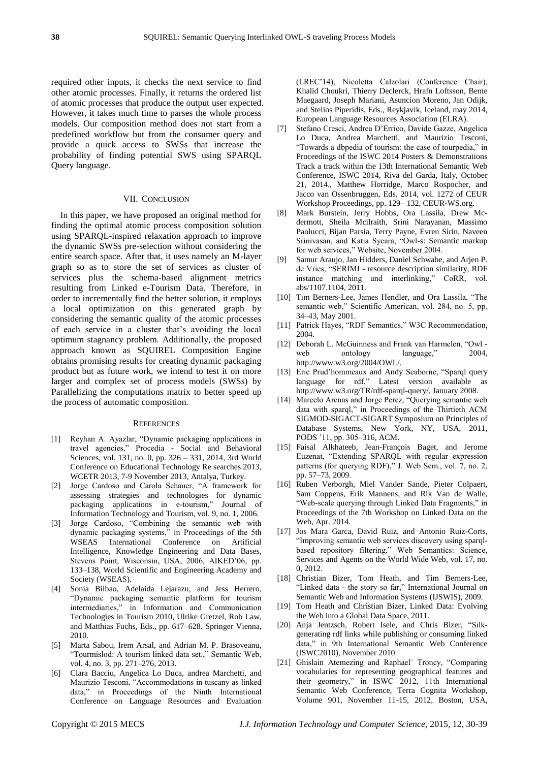required other inputs, it checks the next service to find other atomic processes. Finally, it returns the ordered list of atomic processes that produce the output user expected. However, it takes much time to parses the whole process models. Our composition method does not start from a predefined workflow but from the consumer query and provide a quick access to SWSs that increase the probability of finding potential SWS using SPARQL Query language.

## VII. Conclusion

In this paper, we have proposed an original method for finding the optimal atomic process composition solution using SPARQL-inspired relaxation approach to improve the dynamic SWSs pre-selection without considering the entire search space. After that, it uses namely an M-layer graph so as to store the set of services as cluster of services plus the schema-based alignment metrics resulting from Linked e-Tourism Data. Therefore, in order to incrementally find the better solution, it employs a local optimization on this generated graph by considering the semantic quality of the atomic processes of each service in a cluster that's avoiding the local optimum stagnancy problem. Additionally, the proposed approach known as SQUIREL Composition Engine obtains promising results for creating dynamic packaging product but as future work, we intend to test it on more larger and complex set of process models (SWSs) by Parallelizing the computations matrix to better speed up the process of automatic composition.

## References

[1] Reyhan A. Ayazlar, "Dynamic packaging applications in travel agencies," Procedia - Social and Behavioral Sciences, vol. 131, no. 0, pp. 326 – 331, 2014, 3rd World Conference on Educational Technology Re searches 2013, WCETR 2013, 7-9 November 2013, Antalya, Turkey.

[2] Jorge Cardoso and Carola Schauer, "A framework for assessing strategies and technologies for dynamic packaging applications in e-tourism," Journal of Information Technology and Tourism, vol. 9, no. 1, 2006.

[3] Jorge Cardoso, "Combining the semantic web with dynamic packaging systems," in Proceedings of the 5th WSEAS International Conference on Artificial Intelligence, Knowledge Engineering and Data Bases, Stevens Point, Wisconsin, USA, 2006, AIKED'06, pp. 133–138, World Scientific and Engineering Academy and Society (WSEAS).

[4] Sonia Bilbao, Adelaida Lejarazu, and Jess Herrero, "Dynamic packaging semantic platform for tourism intermediaries," in Information and Communication Technologies in Tourism 2010, Ulrike Gretzel, Rob Law, and Matthias Fuchs, Eds., pp. 617–628. Springer Vienna, 2010.

[5] Marta Sabou, Irem Arsal, and Adrian M. P. Brasoveanu, "Tourmislod: A tourism linked data set.," Semantic Web, vol. 4, no. 3, pp. 271–276, 2013.

[6] Clara Bacciu, Angelica Lo Duca, andrea Marchetti, and Maurizio Tesconi, "Accommodations in tuscany as linked data," in Proceedings of the Ninth International Conference on Language Resources and Evaluation (LREC'14), Nicoletta Calzolari (Conference Chair), Khalid Choukri, Thierry Declerck, Hrafn Loftsson, Bente Maegaard, Joseph Mariani, Asuncion Moreno, Jan Odijk, and Stelios Piperidis, Eds., Reykjavik, Iceland, may 2014, European Language Resources Association (ELRA).

[7] Stefano Cresci, Andrea D'Errico, Davide Gazze, Angelica Lo Duca, Andrea Marchetti, and Maurizio Tesconi, "Towards a dbpedia of tourism: the case of tourpedia," in Proceedings of the ISWC 2014 Posters & Demonstrations Track a track within the 13th International Semantic Web Conference, ISWC 2014, Riva del Garda, Italy, October 21, 2014., Matthew Horridge, Marco Rospocher, and Jacco van Ossenbruggen, Eds. 2014, vol. 1272 of CEUR Workshop Proceedings, pp. 129– 132, CEUR-WS.org.

[8] Mark Burstein, Jerry Hobbs, Ora Lassila, Drew Mcdermott, Sheila Mcilraith, Srini Narayanan, Massimo Paolucci, Bijan Parsia, Terry Payne, Evren Sirin, Naveen Srinivasan, and Katia Sycara, "Owl-s: Semantic markup for web services," Website, November 2004.

[9] Samur Araujo, Jan Hidders, Daniel Schwabe, and Arjen P. de Vries, "SERIMI - resource description similarity, RDF instance matching and interlinking," CoRR, vol. abs/1107.1104, 2011.

[10] Tim Berners-Lee, James Hendler, and Ora Lassila, "The semantic web," Scientific American, vol. 284, no. 5, pp. 34–43, May 2001.

[11] Patrick Hayes, "RDF Semantics," W3C Recommendation, 2004.

[12] Deborah L. McGuinness and Frank van Harmelen, "Owl - web ontology language," 2004, http://www.w3.org/2004/OWL/.

[13] Eric Prud'hommeaux and Andy Seaborne, "Sparql query language for rdf," Latest version available as http://www.w3.org/TR/rdf-sparql-query/, January 2008.

[14] Marcelo Arenas and Jorge Perez, "Querying semantic web data with sparql," in Proceedings of the Thirtieth ACM SIGMOD-SIGACT-SIGART Symposium on Principles of Database Systems, New York, NY, USA, 2011, PODS '11, pp. 305–316, ACM.

[15] Faisal Alkhateeb, Jean-François Baget, and Jerome Euzenat, "Extending SPARQL with regular expression patterns (for querying RDF)," J. Web Sem., vol. 7, no. 2, pp. 57–73, 2009.

[16] Ruben Verborgh, Miel Vander Sande, Pieter Colpaert, Sam Coppens, Erik Mannens, and Rik Van de Walle, "Web-scale querying through Linked Data Fragments," in Proceedings of the 7th Workshop on Linked Data on the Web, Apr. 2014.

[17] Jos Mara Garca, David Ruiz, and Antonio Ruiz-Corts, "Improving semantic web services discovery using sparql-based repository filtering," Web Semantics: Science, Services and Agents on the World Wide Web, vol. 17, no. 0, 2012.

[18] Christian Bizer, Tom Heath, and Tim Berners-Lee, "Linked data - the story so far," International Journal on Semantic Web and Information Systems (IJSWIS), 2009.

[19] Tom Heath and Christian Bizer, Linked Data: Evolving the Web into a Global Data Space, 2011.

[20] Anja Jentzsch, Robert Isele, and Chris Bizer, "Silk- generating rdf links while publishing or consuming linked data," in 9th International Semantic Web Conference (ISWC2010), November 2010.

[21] Ghislain Atemezing and Raphaël Troncy, "Comparing vocabularies for representing geographical features and their geometry," in ISWC 2012, 11th International Semantic Web Conference, Terra Cognita Workshop, Volume 901, November 11-15, 2012, Boston, USA,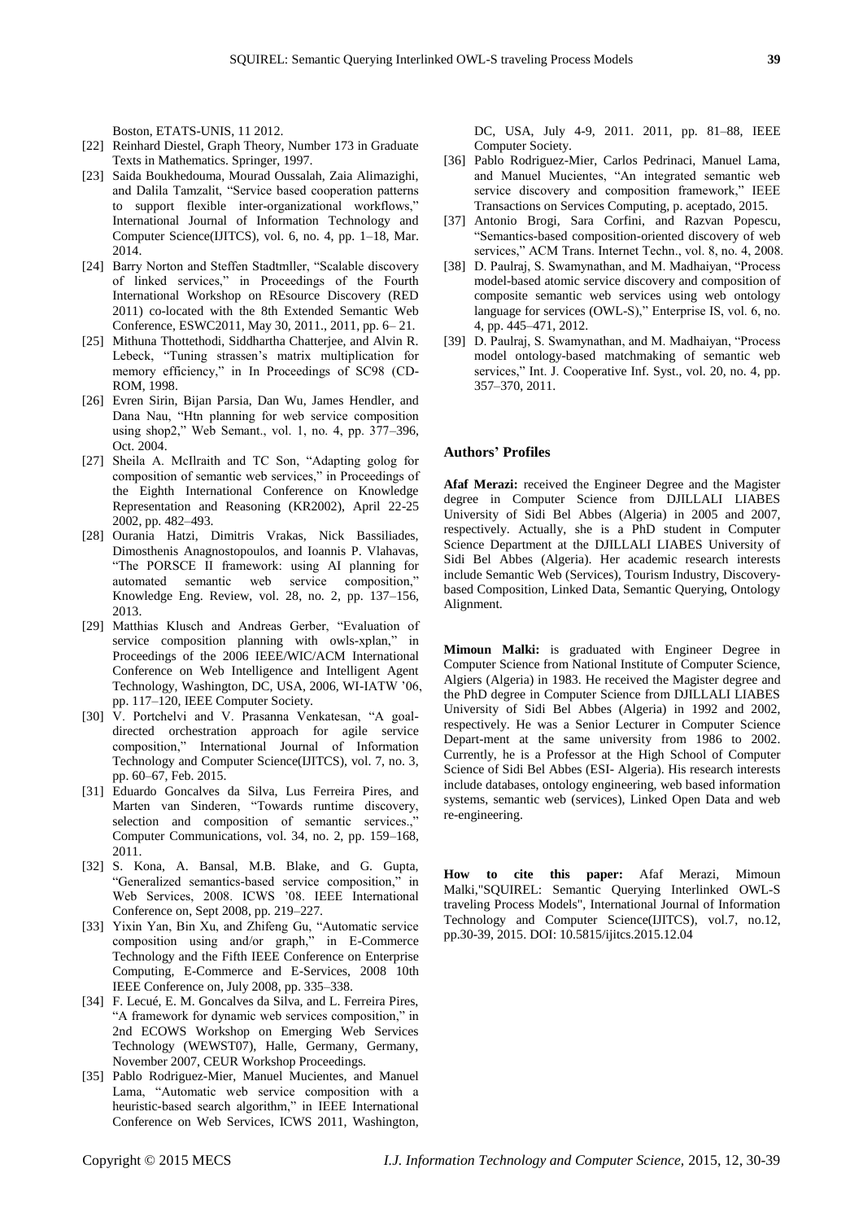Boston, ETATS-UNIS, 11 2012.

[22] Reinhard Diestel, Graph Theory, Number 173 in Graduate Texts in Mathematics. Springer, 1997.

[23] Saida Boukhedouma, Mourad Oussalah, Zaia Alimazighi, and Dalila Tamzalit, "Service based cooperation patterns to support flexible inter-organizational workflows," International Journal of Information Technology and Computer Science(IJITCS), vol. 6, no. 4, pp. 1–18, Mar. 2014.

[24] Barry Norton and Steffen Stadtmller, "Scalable discovery of linked services," in Proceedings of the Fourth International Workshop on REsource Discovery (RED 2011) co-located with the 8th Extended Semantic Web Conference, ESWC2011, May 30, 2011., 2011, pp. 6– 21.

[25] Mithuna Thottethodi, Siddhartha Chatterjee, and Alvin R. Lebeck, "Tuning strassen's matrix multiplication for memory efficiency," in In Proceedings of SC98 (CD-ROM, 1998.

[26] Evren Sirin, Bijan Parsia, Dan Wu, James Hendler, and Dana Nau, "Htn planning for web service composition using shop2," Web Semant., vol. 1, no. 4, pp. 377–396, Oct. 2004.

[27] Sheila A. McIlraith and TC Son, "Adapting golog for composition of semantic web services," in Proceedings of the Eighth International Conference on Knowledge Representation and Reasoning (KR2002), April 22-25 2002, pp. 482–493.

[28] Ourania Hatzi, Dimitris Vrakas, Nick Bassiliades, Dimosthenis Anagnostopoulos, and Ioannis P. Vlahavas, "The PORSCE II framework: using AI planning for automated semantic web service composition," Knowledge Eng. Review, vol. 28, no. 2, pp. 137–156, 2013.

[29] Matthias Klusch and Andreas Gerber, "Evaluation of service composition planning with owls-xplan," in Proceedings of the 2006 IEEE/WIC/ACM International Conference on Web Intelligence and Intelligent Agent Technology, Washington, DC, USA, 2006, WI-IATW '06, pp. 117–120, IEEE Computer Society.

[30] V. Portchelvi and V. Prasanna Venkatesan, "A goal-directed orchestration approach for agile service composition," International Journal of Information Technology and Computer Science(IJITCS), vol. 7, no. 3, pp. 60–67, Feb. 2015.

[31] Eduardo Goncalves da Silva, Lus Ferreira Pires, and Marten van Sinderen, "Towards runtime discovery, selection and composition of semantic services.," Computer Communications, vol. 34, no. 2, pp. 159–168, 2011.

[32] S. Kona, A. Bansal, M.B. Blake, and G. Gupta, "Generalized semantics-based service composition," in Web Services, 2008. ICWS '08. IEEE International Conference on, Sept 2008, pp. 219–227.

[33] Yixin Yan, Bin Xu, and Zhifeng Gu, "Automatic service composition using and/or graph," in E-Commerce Technology and the Fifth IEEE Conference on Enterprise Computing, E-Commerce and E-Services, 2008 10th IEEE Conference on, July 2008, pp. 335–338.

[34] F. Lecué, E. M. Goncalves da Silva, and L. Ferreira Pires, "A framework for dynamic web services composition," in 2nd ECOWS Workshop on Emerging Web Services Technology (WEWST07), Halle, Germany, Germany, November 2007, CEUR Workshop Proceedings.

[35] Pablo Rodriguez-Mier, Manuel Mucientes, and Manuel Lama, "Automatic web service composition with a heuristic-based search algorithm," in IEEE International Conference on Web Services, ICWS 2011, Washington, DC, USA, July 4-9, 2011. 2011, pp. 81–88, IEEE Computer Society.

[36] Pablo Rodriguez-Mier, Carlos Pedrinaci, Manuel Lama, and Manuel Mucientes, "An integrated semantic web service discovery and composition framework," IEEE Transactions on Services Computing, p. aceptado, 2015.

[37] Antonio Brogi, Sara Corfini, and Razvan Popescu, "Semantics-based composition-oriented discovery of web services," ACM Trans. Internet Techn., vol. 8, no. 4, 2008.

[38] D. Paulraj, S. Swamynathan, and M. Madhaiyan, "Process model-based atomic service discovery and composition of composite semantic web services using web ontology language for services (OWL-S)," Enterprise IS, vol. 6, no. 4, pp. 445–471, 2012.

[39] D. Paulraj, S. Swamynathan, and M. Madhaiyan, "Process model ontology-based matchmaking of semantic web services," Int. J. Cooperative Inf. Syst., vol. 20, no. 4, pp. 357–370, 2011.

### Authors' Profiles

**Afaf Merazi:** received the Engineer Degree and the Magister degree in Computer Science from DJILLALI LIABES University of Sidi Bel Abbes (Algeria) in 2005 and 2007, respectively. Actually, she is a PhD student in Computer Science Department at the DJILLALI LIABES University of Sidi Bel Abbes (Algeria). Her academic research interests include Semantic Web (Services), Tourism Industry, Discovery-based Composition, Linked Data, Semantic Querying, Ontology Alignment.

**Mimoun Malki:** is graduated with Engineer Degree in Computer Science from National Institute of Computer Science, Algiers (Algeria) in 1983. He received the Magister degree and the PhD degree in Computer Science from DJILLALI LIABES University of Sidi Bel Abbes (Algeria) in 1992 and 2002, respectively. He was a Senior Lecturer in Computer Science Depart-ment at the same university from 1986 to 2002. Currently, he is a Professor at the High School of Computer Science of Sidi Bel Abbes (ESI- Algeria). His research interests include databases, ontology engineering, web based information systems, semantic web (services), Linked Open Data and web re-engineering.

**How to cite this paper:** Afaf Merazi, Mimoun Malki,"SQUIREL: Semantic Querying Interlinked OWL-S traveling Process Models", International Journal of Information Technology and Computer Science(IJITCS), vol.7, no.12, pp.30-39, 2015. DOI: 10.5815/ijitcs.2015.12.04